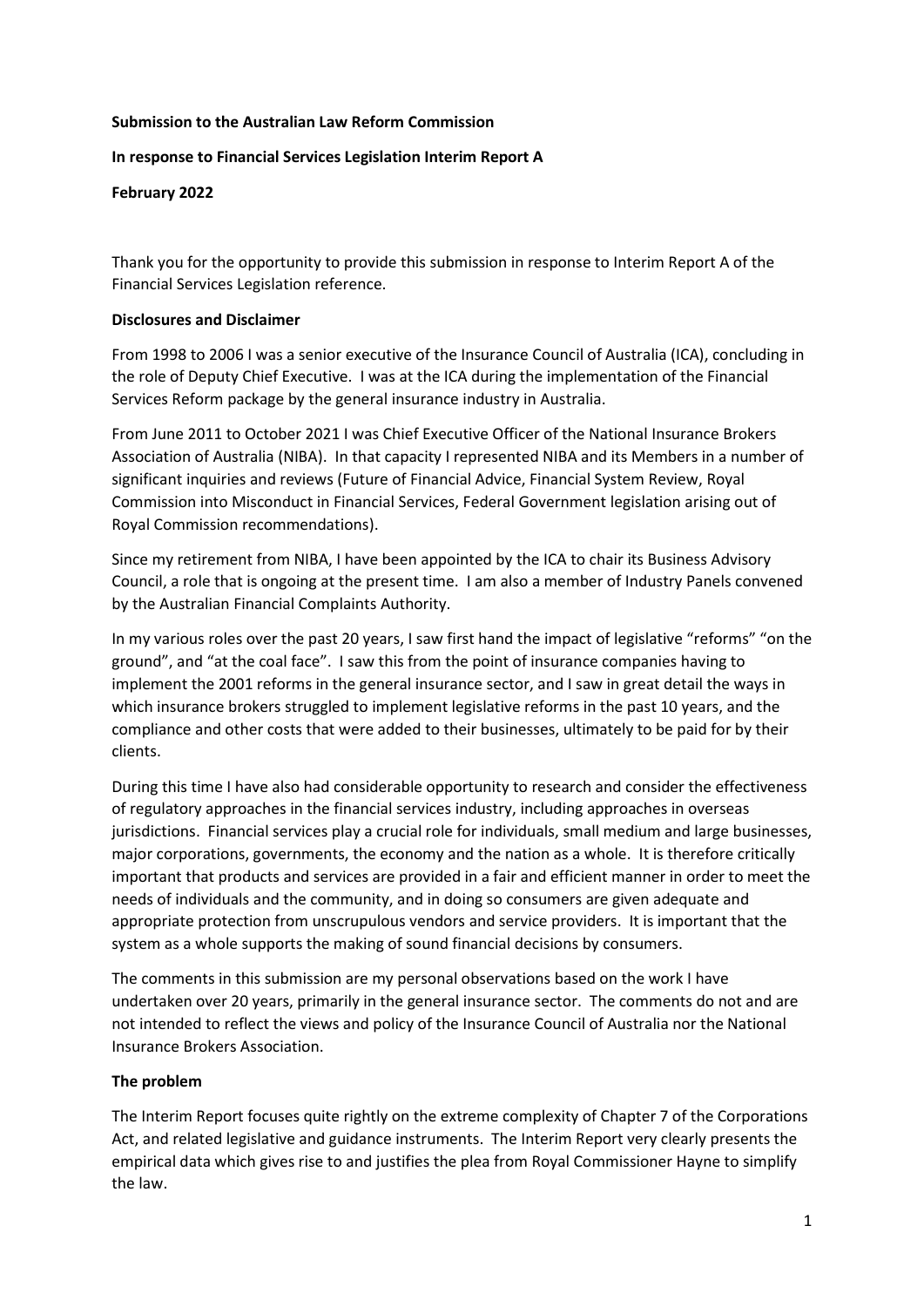**Submission to the Australian Law Reform Commission**

**In response to Financial Services Legislation Interim Report A**

**February 2022**

Thank you for the opportunity to provide this submission in response to Interim Report A of the Financial Services Legislation reference.

**Disclosures and Disclaimer**

From 1998 to 2006 I was a senior executive of the Insurance Council of Australia (ICA), concluding in the role of Deputy Chief Executive. I was at the ICA during the implementation of the Financial Services Reform package by the general insurance industry in Australia.

From June 2011 to October 2021 I was Chief Executive Officer of the National Insurance Brokers Association of Australia (NIBA). In that capacity I represented NIBA and its Members in a number of significant inquiries and reviews (Future of Financial Advice, Financial System Review, Royal Commission into Misconduct in Financial Services, Federal Government legislation arising out of Royal Commission recommendations).

Since my retirement from NIBA, I have been appointed by the ICA to chair its Business Advisory Council, a role that is ongoing at the present time. I am also a member of Industry Panels convened by the Australian Financial Complaints Authority.

In my various roles over the past 20 years, I saw first hand the impact of legislative "reforms" "on the ground", and "at the coal face". I saw this from the point of insurance companies having to implement the 2001 reforms in the general insurance sector, and I saw in great detail the ways in which insurance brokers struggled to implement legislative reforms in the past 10 years, and the compliance and other costs that were added to their businesses, ultimately to be paid for by their clients.

During this time I have also had considerable opportunity to research and consider the effectiveness of regulatory approaches in the financial services industry, including approaches in overseas jurisdictions. Financial services play a crucial role for individuals, small medium and large businesses, major corporations, governments, the economy and the nation as a whole. It is therefore critically important that products and services are provided in a fair and efficient manner in order to meet the needs of individuals and the community, and in doing so consumers are given adequate and appropriate protection from unscrupulous vendors and service providers. It is important that the system as a whole supports the making of sound financial decisions by consumers.

The comments in this submission are my personal observations based on the work I have undertaken over 20 years, primarily in the general insurance sector. The comments do not and are not intended to reflect the views and policy of the Insurance Council of Australia nor the National Insurance Brokers Association.

**The problem**

The Interim Report focuses quite rightly on the extreme complexity of Chapter 7 of the Corporations Act, and related legislative and guidance instruments. The Interim Report very clearly presents the empirical data which gives rise to and justifies the plea from Royal Commissioner Hayne to simplify the law.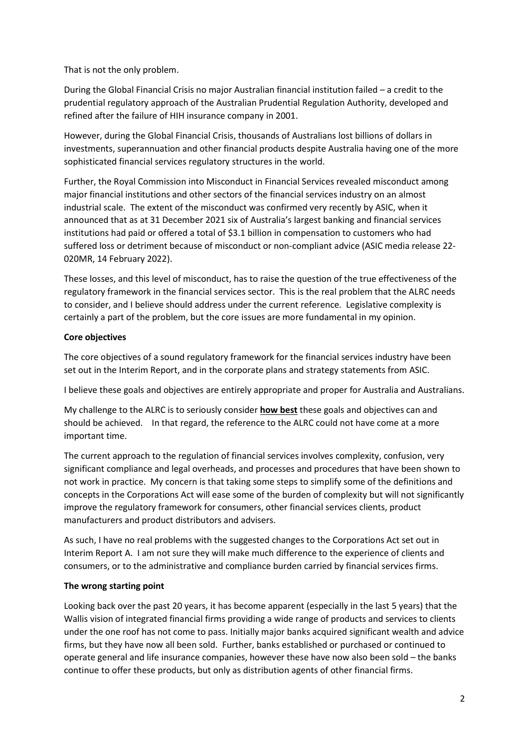That is not the only problem.

During the Global Financial Crisis no major Australian financial institution failed – a credit to the prudential regulatory approach of the Australian Prudential Regulation Authority, developed and refined after the failure of HIH insurance company in 2001.

However, during the Global Financial Crisis, thousands of Australians lost billions of dollars in investments, superannuation and other financial products despite Australia having one of the more sophisticated financial services regulatory structures in the world.

Further, the Royal Commission into Misconduct in Financial Services revealed misconduct among major financial institutions and other sectors of the financial services industry on an almost industrial scale. The extent of the misconduct was confirmed very recently by ASIC, when it announced that as at 31 December 2021 six of Australia's largest banking and financial services institutions had paid or offered a total of $3.1 billion in compensation to customers who had suffered loss or detriment because of misconduct or non-compliant advice (ASIC media release 22-020MR, 14 February 2022).

These losses, and this level of misconduct, has to raise the question of the true effectiveness of the regulatory framework in the financial services sector. This is the real problem that the ALRC needs to consider, and I believe should address under the current reference. Legislative complexity is certainly a part of the problem, but the core issues are more fundamental in my opinion.

**Core objectives**

The core objectives of a sound regulatory framework for the financial services industry have been set out in the Interim Report, and in the corporate plans and strategy statements from ASIC.

I believe these goals and objectives are entirely appropriate and proper for Australia and Australians.

My challenge to the ALRC is to seriously consider **how best** these goals and objectives can and should be achieved. In that regard, the reference to the ALRC could not have come at a more important time.

The current approach to the regulation of financial services involves complexity, confusion, very significant compliance and legal overheads, and processes and procedures that have been shown to not work in practice. My concern is that taking some steps to simplify some of the definitions and concepts in the Corporations Act will ease some of the burden of complexity but will not significantly improve the regulatory framework for consumers, other financial services clients, product manufacturers and product distributors and advisers.

As such, I have no real problems with the suggested changes to the Corporations Act set out in Interim Report A. I am not sure they will make much difference to the experience of clients and consumers, or to the administrative and compliance burden carried by financial services firms.

**The wrong starting point**

Looking back over the past 20 years, it has become apparent (especially in the last 5 years) that the Wallis vision of integrated financial firms providing a wide range of products and services to clients under the one roof has not come to pass. Initially major banks acquired significant wealth and advice firms, but they have now all been sold. Further, banks established or purchased or continued to operate general and life insurance companies, however these have now also been sold – the banks continue to offer these products, but only as distribution agents of other financial firms.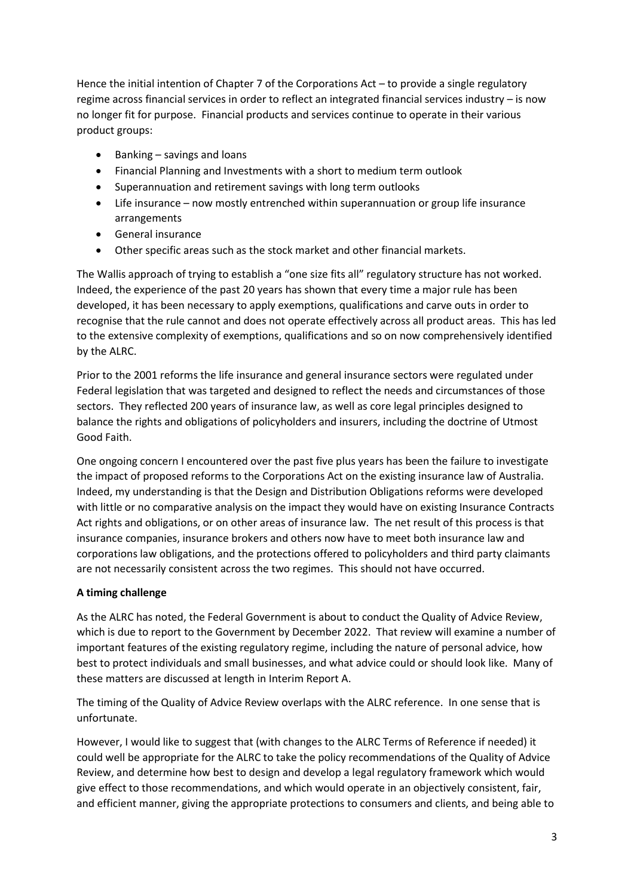Hence the initial intention of Chapter 7 of the Corporations Act – to provide a single regulatory regime across financial services in order to reflect an integrated financial services industry – is now no longer fit for purpose. Financial products and services continue to operate in their various product groups:

- Banking – savings and loans
- Financial Planning and Investments with a short to medium term outlook
- Superannuation and retirement savings with long term outlooks
- Life insurance – now mostly entrenched within superannuation or group life insurance arrangements
- General insurance
- Other specific areas such as the stock market and other financial markets.

The Wallis approach of trying to establish a "one size fits all" regulatory structure has not worked. Indeed, the experience of the past 20 years has shown that every time a major rule has been developed, it has been necessary to apply exemptions, qualifications and carve outs in order to recognise that the rule cannot and does not operate effectively across all product areas. This has led to the extensive complexity of exemptions, qualifications and so on now comprehensively identified by the ALRC.

Prior to the 2001 reforms the life insurance and general insurance sectors were regulated under Federal legislation that was targeted and designed to reflect the needs and circumstances of those sectors. They reflected 200 years of insurance law, as well as core legal principles designed to balance the rights and obligations of policyholders and insurers, including the doctrine of Utmost Good Faith.

One ongoing concern I encountered over the past five plus years has been the failure to investigate the impact of proposed reforms to the Corporations Act on the existing insurance law of Australia. Indeed, my understanding is that the Design and Distribution Obligations reforms were developed with little or no comparative analysis on the impact they would have on existing Insurance Contracts Act rights and obligations, or on other areas of insurance law. The net result of this process is that insurance companies, insurance brokers and others now have to meet both insurance law and corporations law obligations, and the protections offered to policyholders and third party claimants are not necessarily consistent across the two regimes. This should not have occurred.

**A timing challenge**

As the ALRC has noted, the Federal Government is about to conduct the Quality of Advice Review, which is due to report to the Government by December 2022. That review will examine a number of important features of the existing regulatory regime, including the nature of personal advice, how best to protect individuals and small businesses, and what advice could or should look like. Many of these matters are discussed at length in Interim Report A.

The timing of the Quality of Advice Review overlaps with the ALRC reference. In one sense that is unfortunate.

However, I would like to suggest that (with changes to the ALRC Terms of Reference if needed) it could well be appropriate for the ALRC to take the policy recommendations of the Quality of Advice Review, and determine how best to design and develop a legal regulatory framework which would give effect to those recommendations, and which would operate in an objectively consistent, fair, and efficient manner, giving the appropriate protections to consumers and clients, and being able to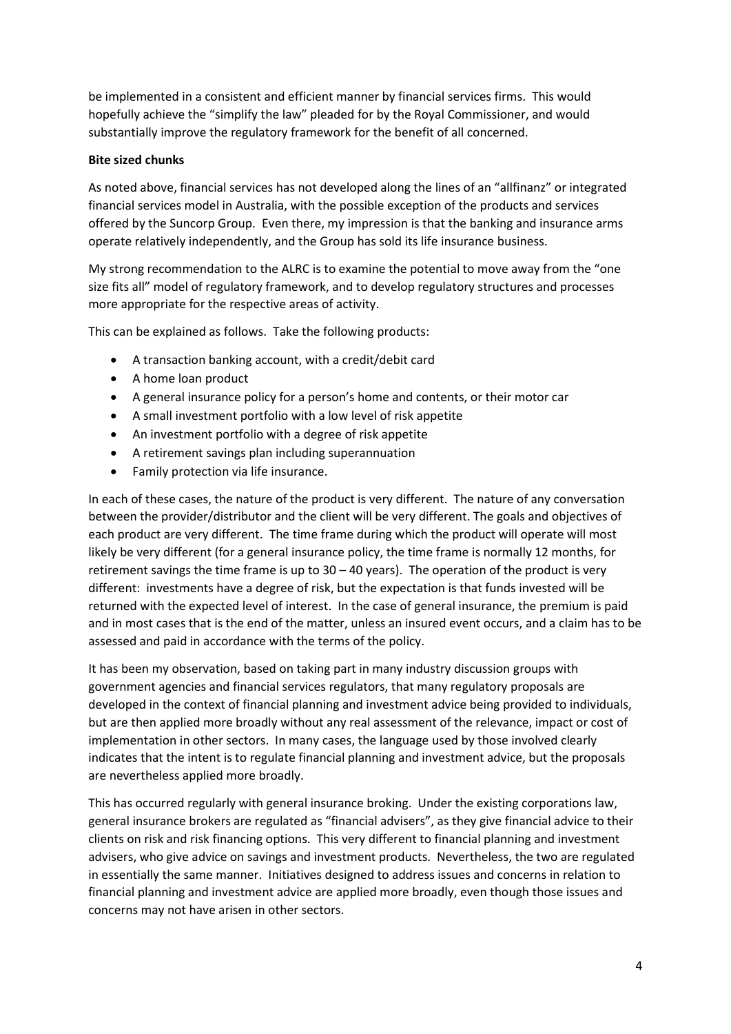be implemented in a consistent and efficient manner by financial services firms. This would hopefully achieve the "simplify the law" pleaded for by the Royal Commissioner, and would substantially improve the regulatory framework for the benefit of all concerned.

**Bite sized chunks**

As noted above, financial services has not developed along the lines of an "allfinanz" or integrated financial services model in Australia, with the possible exception of the products and services offered by the Suncorp Group. Even there, my impression is that the banking and insurance arms operate relatively independently, and the Group has sold its life insurance business.

My strong recommendation to the ALRC is to examine the potential to move away from the "one size fits all" model of regulatory framework, and to develop regulatory structures and processes more appropriate for the respective areas of activity.

This can be explained as follows. Take the following products:

- A transaction banking account, with a credit/debit card
- A home loan product
- A general insurance policy for a person's home and contents, or their motor car
- A small investment portfolio with a low level of risk appetite
- An investment portfolio with a degree of risk appetite
- A retirement savings plan including superannuation
- Family protection via life insurance.

In each of these cases, the nature of the product is very different. The nature of any conversation between the provider/distributor and the client will be very different. The goals and objectives of each product are very different. The time frame during which the product will operate will most likely be very different (for a general insurance policy, the time frame is normally 12 months, for retirement savings the time frame is up to 30 – 40 years). The operation of the product is very different: investments have a degree of risk, but the expectation is that funds invested will be returned with the expected level of interest. In the case of general insurance, the premium is paid and in most cases that is the end of the matter, unless an insured event occurs, and a claim has to be assessed and paid in accordance with the terms of the policy.

It has been my observation, based on taking part in many industry discussion groups with government agencies and financial services regulators, that many regulatory proposals are developed in the context of financial planning and investment advice being provided to individuals, but are then applied more broadly without any real assessment of the relevance, impact or cost of implementation in other sectors. In many cases, the language used by those involved clearly indicates that the intent is to regulate financial planning and investment advice, but the proposals are nevertheless applied more broadly.

This has occurred regularly with general insurance broking. Under the existing corporations law, general insurance brokers are regulated as "financial advisers", as they give financial advice to their clients on risk and risk financing options. This very different to financial planning and investment advisers, who give advice on savings and investment products. Nevertheless, the two are regulated in essentially the same manner. Initiatives designed to address issues and concerns in relation to financial planning and investment advice are applied more broadly, even though those issues and concerns may not have arisen in other sectors.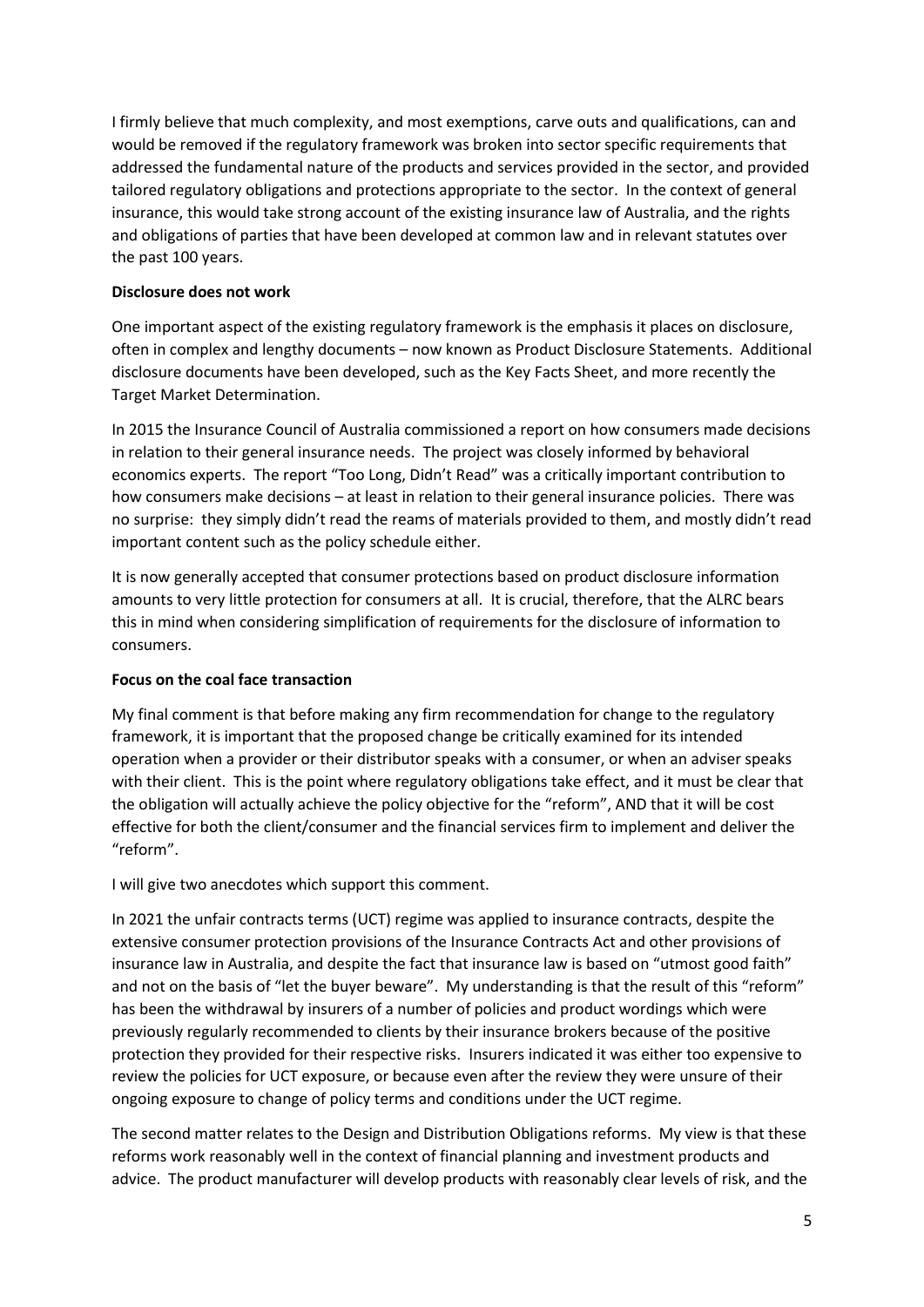I firmly believe that much complexity, and most exemptions, carve outs and qualifications, can and would be removed if the regulatory framework was broken into sector specific requirements that addressed the fundamental nature of the products and services provided in the sector, and provided tailored regulatory obligations and protections appropriate to the sector. In the context of general insurance, this would take strong account of the existing insurance law of Australia, and the rights and obligations of parties that have been developed at common law and in relevant statutes over the past 100 years.

**Disclosure does not work**

One important aspect of the existing regulatory framework is the emphasis it places on disclosure, often in complex and lengthy documents – now known as Product Disclosure Statements. Additional disclosure documents have been developed, such as the Key Facts Sheet, and more recently the Target Market Determination.

In 2015 the Insurance Council of Australia commissioned a report on how consumers made decisions in relation to their general insurance needs. The project was closely informed by behavioral economics experts. The report "Too Long, Didn't Read" was a critically important contribution to how consumers make decisions – at least in relation to their general insurance policies. There was no surprise: they simply didn't read the reams of materials provided to them, and mostly didn't read important content such as the policy schedule either.

It is now generally accepted that consumer protections based on product disclosure information amounts to very little protection for consumers at all. It is crucial, therefore, that the ALRC bears this in mind when considering simplification of requirements for the disclosure of information to consumers.

**Focus on the coal face transaction**

My final comment is that before making any firm recommendation for change to the regulatory framework, it is important that the proposed change be critically examined for its intended operation when a provider or their distributor speaks with a consumer, or when an adviser speaks with their client. This is the point where regulatory obligations take effect, and it must be clear that the obligation will actually achieve the policy objective for the "reform", AND that it will be cost effective for both the client/consumer and the financial services firm to implement and deliver the "reform".

I will give two anecdotes which support this comment.

In 2021 the unfair contracts terms (UCT) regime was applied to insurance contracts, despite the extensive consumer protection provisions of the Insurance Contracts Act and other provisions of insurance law in Australia, and despite the fact that insurance law is based on "utmost good faith" and not on the basis of "let the buyer beware". My understanding is that the result of this "reform" has been the withdrawal by insurers of a number of policies and product wordings which were previously regularly recommended to clients by their insurance brokers because of the positive protection they provided for their respective risks. Insurers indicated it was either too expensive to review the policies for UCT exposure, or because even after the review they were unsure of their ongoing exposure to change of policy terms and conditions under the UCT regime.

The second matter relates to the Design and Distribution Obligations reforms. My view is that these reforms work reasonably well in the context of financial planning and investment products and advice. The product manufacturer will develop products with reasonably clear levels of risk, and the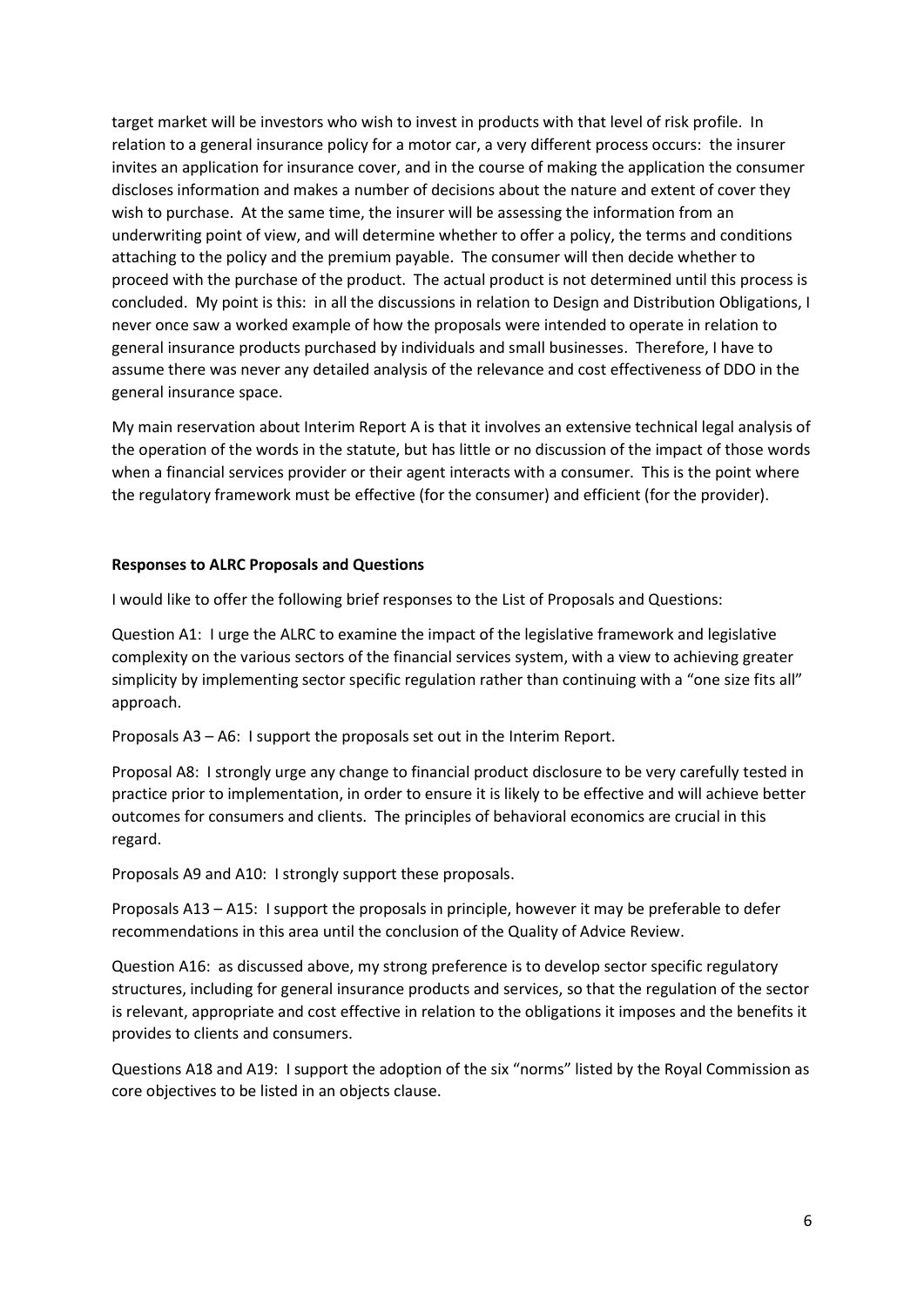target market will be investors who wish to invest in products with that level of risk profile. In relation to a general insurance policy for a motor car, a very different process occurs: the insurer invites an application for insurance cover, and in the course of making the application the consumer discloses information and makes a number of decisions about the nature and extent of cover they wish to purchase. At the same time, the insurer will be assessing the information from an underwriting point of view, and will determine whether to offer a policy, the terms and conditions attaching to the policy and the premium payable. The consumer will then decide whether to proceed with the purchase of the product. The actual product is not determined until this process is concluded. My point is this: in all the discussions in relation to Design and Distribution Obligations, I never once saw a worked example of how the proposals were intended to operate in relation to general insurance products purchased by individuals and small businesses. Therefore, I have to assume there was never any detailed analysis of the relevance and cost effectiveness of DDO in the general insurance space.

My main reservation about Interim Report A is that it involves an extensive technical legal analysis of the operation of the words in the statute, but has little or no discussion of the impact of those words when a financial services provider or their agent interacts with a consumer. This is the point where the regulatory framework must be effective (for the consumer) and efficient (for the provider).

**Responses to ALRC Proposals and Questions**

I would like to offer the following brief responses to the List of Proposals and Questions:

Question A1: I urge the ALRC to examine the impact of the legislative framework and legislative complexity on the various sectors of the financial services system, with a view to achieving greater simplicity by implementing sector specific regulation rather than continuing with a "one size fits all" approach.

Proposals A3 – A6: I support the proposals set out in the Interim Report.

Proposal A8: I strongly urge any change to financial product disclosure to be very carefully tested in practice prior to implementation, in order to ensure it is likely to be effective and will achieve better outcomes for consumers and clients. The principles of behavioral economics are crucial in this regard.

Proposals A9 and A10: I strongly support these proposals.

Proposals A13 – A15: I support the proposals in principle, however it may be preferable to defer recommendations in this area until the conclusion of the Quality of Advice Review.

Question A16: as discussed above, my strong preference is to develop sector specific regulatory structures, including for general insurance products and services, so that the regulation of the sector is relevant, appropriate and cost effective in relation to the obligations it imposes and the benefits it provides to clients and consumers.

Questions A18 and A19: I support the adoption of the six "norms" listed by the Royal Commission as core objectives to be listed in an objects clause.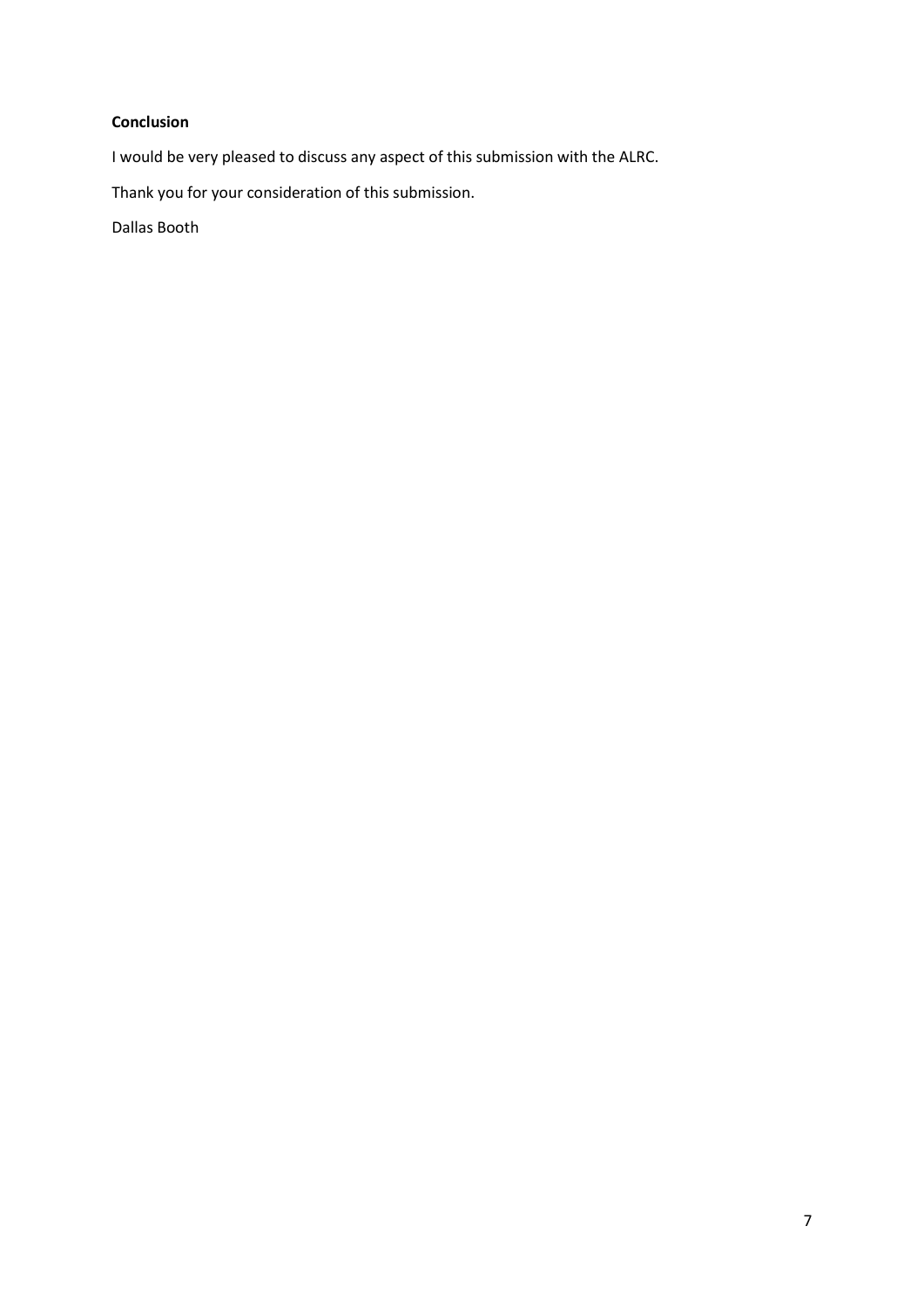**Conclusion**

I would be very pleased to discuss any aspect of this submission with the ALRC.

Thank you for your consideration of this submission.

Dallas Booth